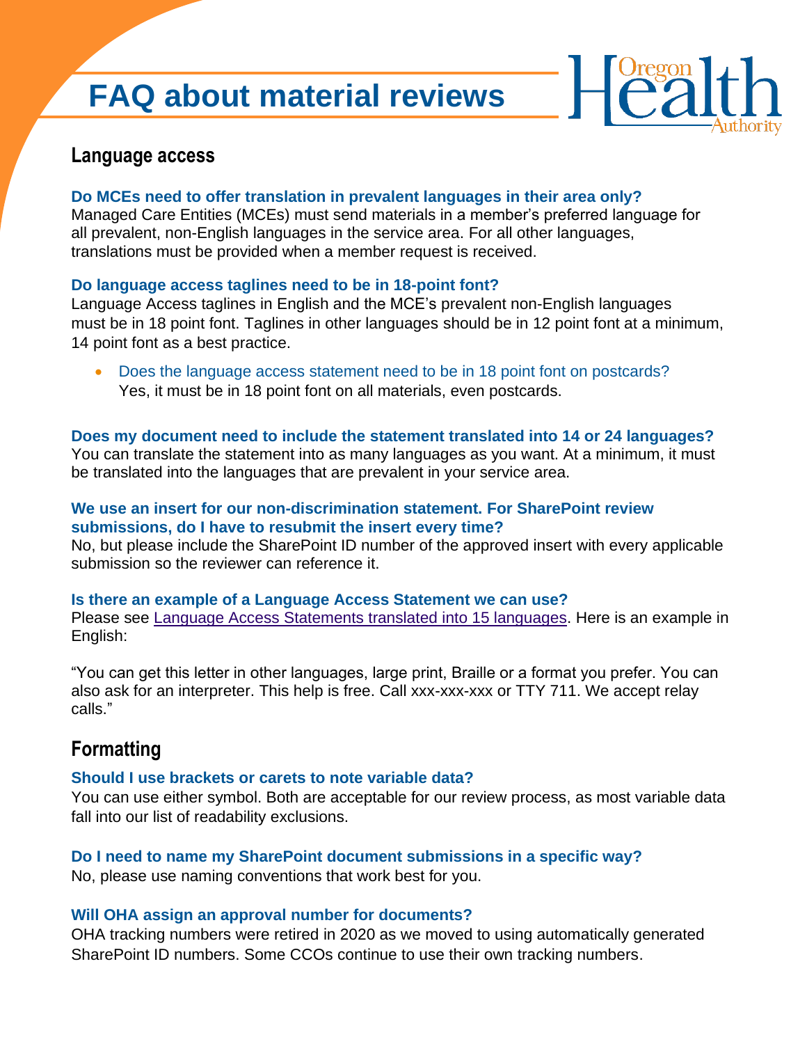# FAQ about material reviews

## Language access

**Do MCEs need to offer translation in prevalent languages in their area only?**

Managed Care Entities (MCEs) must send materials in a member's preferred language for all prevalent, non-English languages in the service area. For all other languages, translations must be provided when a member request is received.

**Do language access taglines need to be in 18-point font?**

Language Access taglines in English and the MCE's prevalent non-English languages must be in 18 point font. Taglines in other languages should be in 12 point font at a minimum, 14 point font as a best practice.

- Does the language access statement need to be in 18 point font on postcards?
  Yes, it must be in 18 point font on all materials, even postcards.

**Does my document need to include the statement translated into 14 or 24 languages?**

You can translate the statement into as many languages as you want. At a minimum, it must be translated into the languages that are prevalent in your service area.

**We use an insert for our non-discrimination statement. For SharePoint review submissions, do I have to resubmit the insert every time?**

No, but please include the SharePoint ID number of the approved insert with every applicable submission so the reviewer can reference it.

**Is there an example of a Language Access Statement we can use?**

Please see Language Access Statements translated into 15 languages. Here is an example in English:

"You can get this letter in other languages, large print, Braille or a format you prefer. You can also ask for an interpreter. This help is free. Call xxx-xxx-xxx or TTY 711. We accept relay calls."

## Formatting

**Should I use brackets or carets to note variable data?**

You can use either symbol. Both are acceptable for our review process, as most variable data fall into our list of readability exclusions.

**Do I need to name my SharePoint document submissions in a specific way?**

No, please use naming conventions that work best for you.

**Will OHA assign an approval number for documents?**

OHA tracking numbers were retired in 2020 as we moved to using automatically generated SharePoint ID numbers. Some CCOs continue to use their own tracking numbers.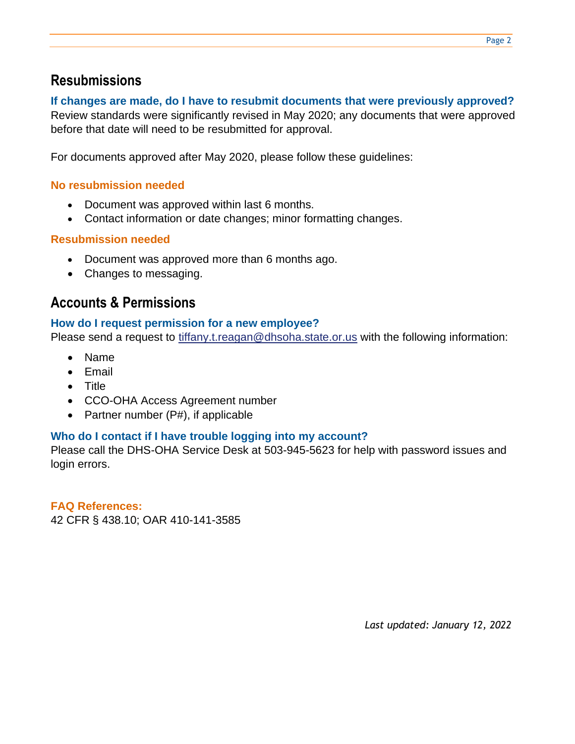## Resubmissions

### If changes are made, do I have to resubmit documents that were previously approved?

Review standards were significantly revised in May 2020; any documents that were approved before that date will need to be resubmitted for approval.

For documents approved after May 2020, please follow these guidelines:

#### No resubmission needed

- Document was approved within last 6 months.
- Contact information or date changes; minor formatting changes.

#### Resubmission needed

- Document was approved more than 6 months ago.
- Changes to messaging.

## Accounts & Permissions

### How do I request permission for a new employee?

Please send a request to tiffany.t.reagan@dhsoha.state.or.us with the following information:

- Name
- Email
- Title
- CCO-OHA Access Agreement number
- Partner number (P#), if applicable

### Who do I contact if I have trouble logging into my account?

Please call the DHS-OHA Service Desk at 503-945-5623 for help with password issues and login errors.

#### FAQ References:

42 CFR § 438.10; OAR 410-141-3585

*Last updated: January 12, 2022*